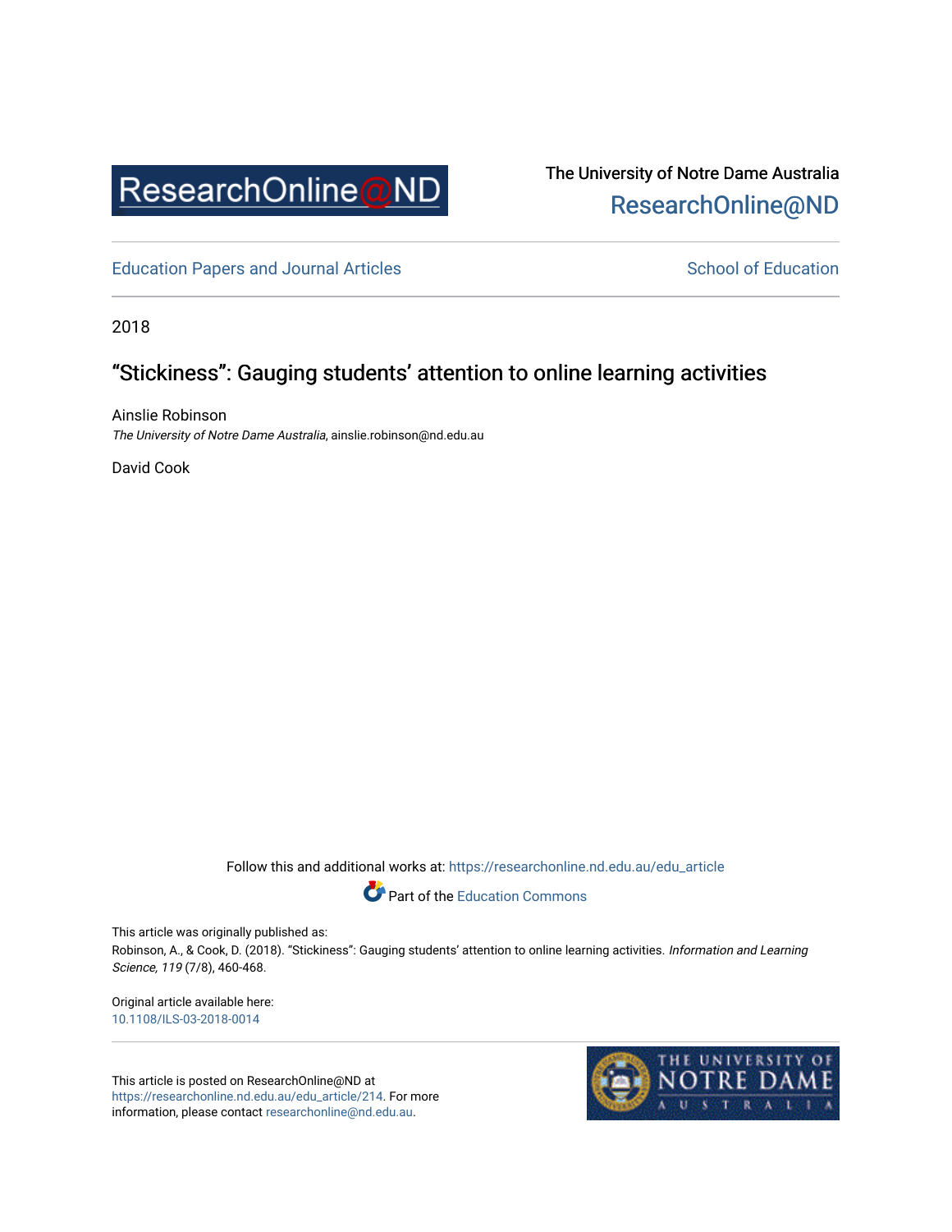ResearchOnline@ND

The University of Notre Dame Australia
ResearchOnline@ND

Education Papers and Journal Articles — School of Education

2018

# "Stickiness": Gauging students' attention to online learning activities

Ainslie Robinson
*The University of Notre Dame Australia*, ainslie.robinson@nd.edu.au

David Cook

Follow this and additional works at: https://researchonline.nd.edu.au/edu_article

Part of the Education Commons

This article was originally published as:
Robinson, A., & Cook, D. (2018). "Stickiness": Gauging students' attention to online learning activities. *Information and Learning Science, 119* (7/8), 460-468.

Original article available here:
10.1108/ILS-03-2018-0014

This article is posted on ResearchOnline@ND at https://researchonline.nd.edu.au/edu_article/214. For more information, please contact researchonline@nd.edu.au.

THE UNIVERSITY OF NOTRE DAME AUSTRALIA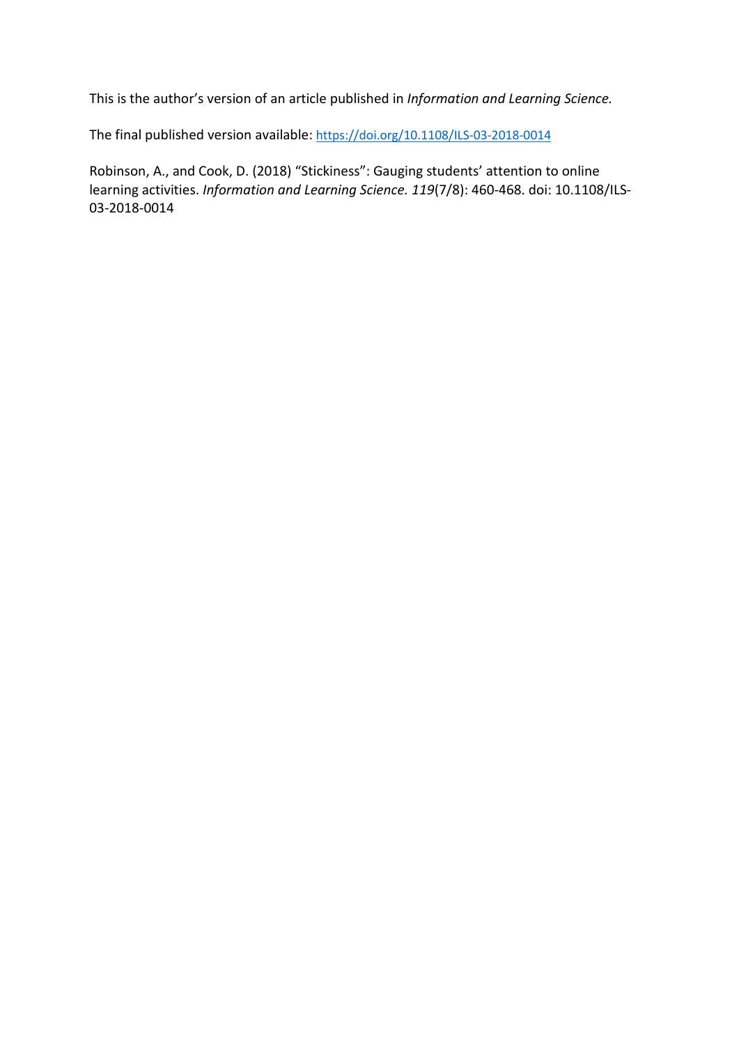This is the author's version of an article published in *Information and Learning Science.*

The final published version available: https://doi.org/10.1108/ILS-03-2018-0014

Robinson, A., and Cook, D. (2018) "Stickiness": Gauging students' attention to online learning activities. *Information and Learning Science. 119*(7/8): 460-468. doi: 10.1108/ILS-03-2018-0014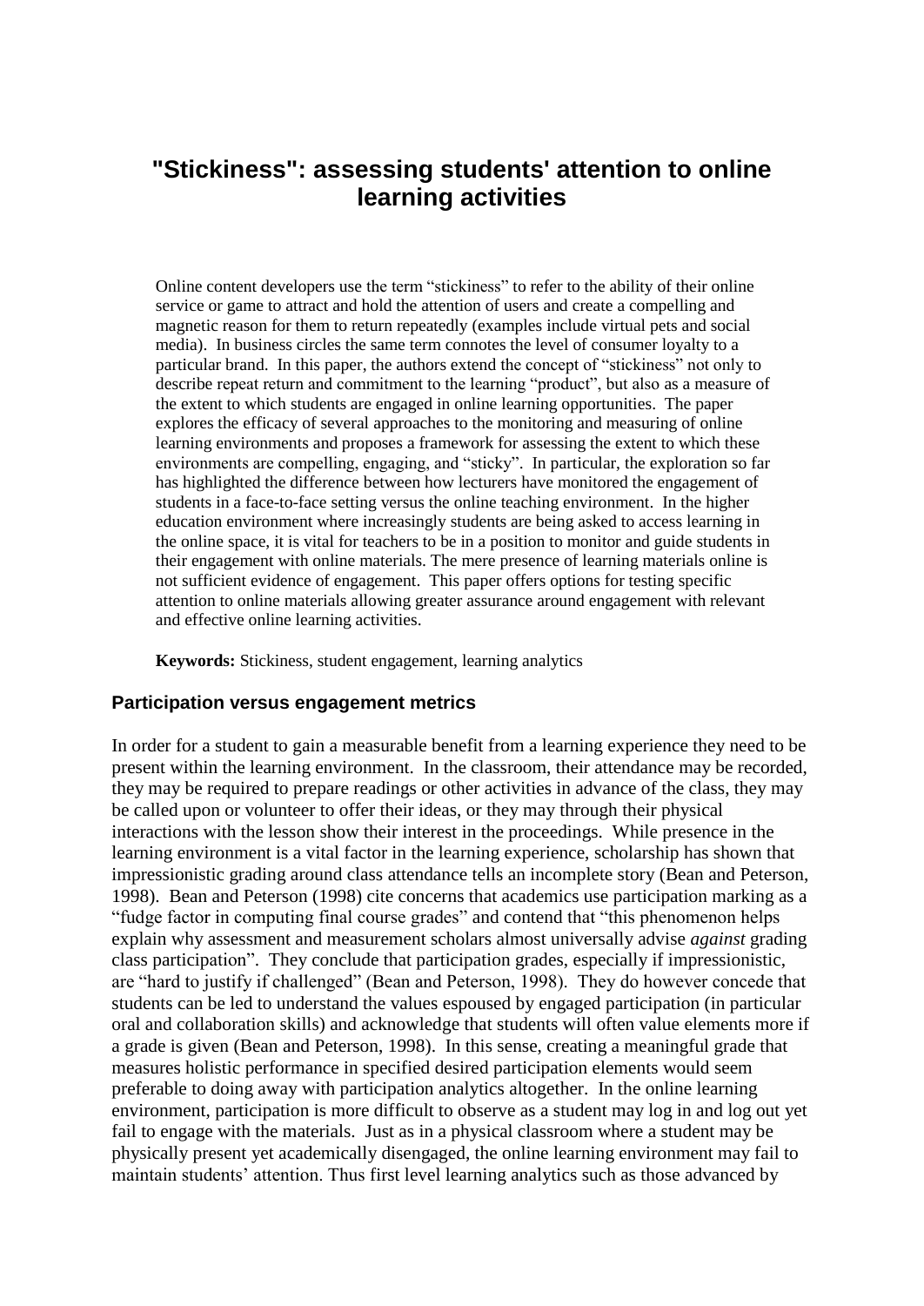# "Stickiness": assessing students' attention to online learning activities

Online content developers use the term "stickiness" to refer to the ability of their online service or game to attract and hold the attention of users and create a compelling and magnetic reason for them to return repeatedly (examples include virtual pets and social media). In business circles the same term connotes the level of consumer loyalty to a particular brand. In this paper, the authors extend the concept of "stickiness" not only to describe repeat return and commitment to the learning "product", but also as a measure of the extent to which students are engaged in online learning opportunities. The paper explores the efficacy of several approaches to the monitoring and measuring of online learning environments and proposes a framework for assessing the extent to which these environments are compelling, engaging, and "sticky". In particular, the exploration so far has highlighted the difference between how lecturers have monitored the engagement of students in a face-to-face setting versus the online teaching environment. In the higher education environment where increasingly students are being asked to access learning in the online space, it is vital for teachers to be in a position to monitor and guide students in their engagement with online materials. The mere presence of learning materials online is not sufficient evidence of engagement. This paper offers options for testing specific attention to online materials allowing greater assurance around engagement with relevant and effective online learning activities.

**Keywords:** Stickiness, student engagement, learning analytics

## Participation versus engagement metrics

In order for a student to gain a measurable benefit from a learning experience they need to be present within the learning environment. In the classroom, their attendance may be recorded, they may be required to prepare readings or other activities in advance of the class, they may be called upon or volunteer to offer their ideas, or they may through their physical interactions with the lesson show their interest in the proceedings. While presence in the learning environment is a vital factor in the learning experience, scholarship has shown that impressionistic grading around class attendance tells an incomplete story (Bean and Peterson, 1998). Bean and Peterson (1998) cite concerns that academics use participation marking as a "fudge factor in computing final course grades" and contend that "this phenomenon helps explain why assessment and measurement scholars almost universally advise *against* grading class participation". They conclude that participation grades, especially if impressionistic, are "hard to justify if challenged" (Bean and Peterson, 1998). They do however concede that students can be led to understand the values espoused by engaged participation (in particular oral and collaboration skills) and acknowledge that students will often value elements more if a grade is given (Bean and Peterson, 1998). In this sense, creating a meaningful grade that measures holistic performance in specified desired participation elements would seem preferable to doing away with participation analytics altogether. In the online learning environment, participation is more difficult to observe as a student may log in and log out yet fail to engage with the materials. Just as in a physical classroom where a student may be physically present yet academically disengaged, the online learning environment may fail to maintain students' attention. Thus first level learning analytics such as those advanced by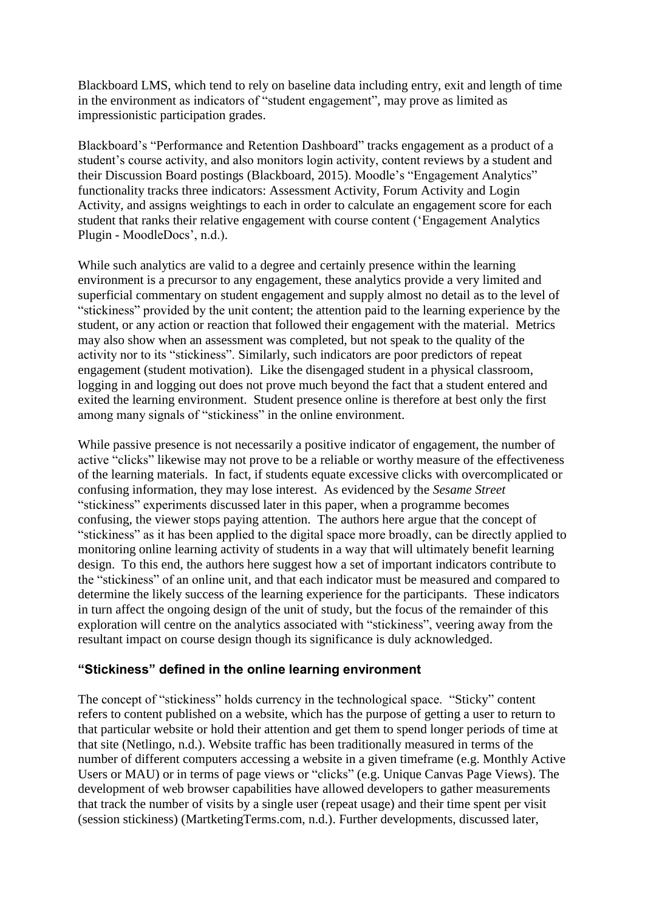Blackboard LMS, which tend to rely on baseline data including entry, exit and length of time in the environment as indicators of "student engagement", may prove as limited as impressionistic participation grades.

Blackboard's "Performance and Retention Dashboard" tracks engagement as a product of a student's course activity, and also monitors login activity, content reviews by a student and their Discussion Board postings (Blackboard, 2015). Moodle's "Engagement Analytics" functionality tracks three indicators: Assessment Activity, Forum Activity and Login Activity, and assigns weightings to each in order to calculate an engagement score for each student that ranks their relative engagement with course content ('Engagement Analytics Plugin - MoodleDocs', n.d.).

While such analytics are valid to a degree and certainly presence within the learning environment is a precursor to any engagement, these analytics provide a very limited and superficial commentary on student engagement and supply almost no detail as to the level of "stickiness" provided by the unit content; the attention paid to the learning experience by the student, or any action or reaction that followed their engagement with the material. Metrics may also show when an assessment was completed, but not speak to the quality of the activity nor to its "stickiness". Similarly, such indicators are poor predictors of repeat engagement (student motivation). Like the disengaged student in a physical classroom, logging in and logging out does not prove much beyond the fact that a student entered and exited the learning environment. Student presence online is therefore at best only the first among many signals of "stickiness" in the online environment.

While passive presence is not necessarily a positive indicator of engagement, the number of active "clicks" likewise may not prove to be a reliable or worthy measure of the effectiveness of the learning materials. In fact, if students equate excessive clicks with overcomplicated or confusing information, they may lose interest. As evidenced by the *Sesame Street* "stickiness" experiments discussed later in this paper, when a programme becomes confusing, the viewer stops paying attention. The authors here argue that the concept of "stickiness" as it has been applied to the digital space more broadly, can be directly applied to monitoring online learning activity of students in a way that will ultimately benefit learning design. To this end, the authors here suggest how a set of important indicators contribute to the "stickiness" of an online unit, and that each indicator must be measured and compared to determine the likely success of the learning experience for the participants. These indicators in turn affect the ongoing design of the unit of study, but the focus of the remainder of this exploration will centre on the analytics associated with "stickiness", veering away from the resultant impact on course design though its significance is duly acknowledged.

## "Stickiness" defined in the online learning environment

The concept of "stickiness" holds currency in the technological space. "Sticky" content refers to content published on a website, which has the purpose of getting a user to return to that particular website or hold their attention and get them to spend longer periods of time at that site (Netlingo, n.d.). Website traffic has been traditionally measured in terms of the number of different computers accessing a website in a given timeframe (e.g. Monthly Active Users or MAU) or in terms of page views or "clicks" (e.g. Unique Canvas Page Views). The development of web browser capabilities have allowed developers to gather measurements that track the number of visits by a single user (repeat usage) and their time spent per visit (session stickiness) (MartketingTerms.com, n.d.). Further developments, discussed later,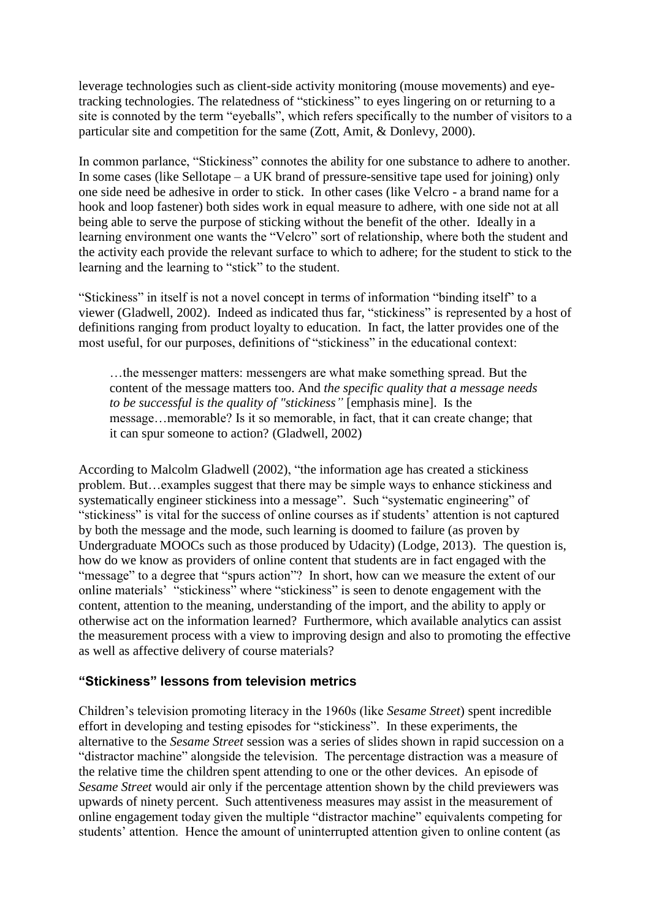leverage technologies such as client-side activity monitoring (mouse movements) and eye-tracking technologies. The relatedness of "stickiness" to eyes lingering on or returning to a site is connoted by the term "eyeballs", which refers specifically to the number of visitors to a particular site and competition for the same (Zott, Amit, & Donlevy, 2000).

In common parlance, "Stickiness" connotes the ability for one substance to adhere to another. In some cases (like Sellotape – a UK brand of pressure-sensitive tape used for joining) only one side need be adhesive in order to stick. In other cases (like Velcro - a brand name for a hook and loop fastener) both sides work in equal measure to adhere, with one side not at all being able to serve the purpose of sticking without the benefit of the other. Ideally in a learning environment one wants the "Velcro" sort of relationship, where both the student and the activity each provide the relevant surface to which to adhere; for the student to stick to the learning and the learning to "stick" to the student.

"Stickiness" in itself is not a novel concept in terms of information "binding itself" to a viewer (Gladwell, 2002). Indeed as indicated thus far, "stickiness" is represented by a host of definitions ranging from product loyalty to education. In fact, the latter provides one of the most useful, for our purposes, definitions of "stickiness" in the educational context:

> …the messenger matters: messengers are what make something spread. But the content of the message matters too. And *the specific quality that a message needs to be successful is the quality of "stickiness"* [emphasis mine]. Is the message…memorable? Is it so memorable, in fact, that it can create change; that it can spur someone to action? (Gladwell, 2002)

According to Malcolm Gladwell (2002), "the information age has created a stickiness problem. But…examples suggest that there may be simple ways to enhance stickiness and systematically engineer stickiness into a message". Such "systematic engineering" of "stickiness" is vital for the success of online courses as if students' attention is not captured by both the message and the mode, such learning is doomed to failure (as proven by Undergraduate MOOCs such as those produced by Udacity) (Lodge, 2013). The question is, how do we know as providers of online content that students are in fact engaged with the "message" to a degree that "spurs action"? In short, how can we measure the extent of our online materials' "stickiness" where "stickiness" is seen to denote engagement with the content, attention to the meaning, understanding of the import, and the ability to apply or otherwise act on the information learned? Furthermore, which available analytics can assist the measurement process with a view to improving design and also to promoting the effective as well as affective delivery of course materials?

## "Stickiness" lessons from television metrics

Children's television promoting literacy in the 1960s (like *Sesame Street*) spent incredible effort in developing and testing episodes for "stickiness". In these experiments, the alternative to the *Sesame Street* session was a series of slides shown in rapid succession on a "distractor machine" alongside the television. The percentage distraction was a measure of the relative time the children spent attending to one or the other devices. An episode of *Sesame Street* would air only if the percentage attention shown by the child previewers was upwards of ninety percent. Such attentiveness measures may assist in the measurement of online engagement today given the multiple "distractor machine" equivalents competing for students' attention. Hence the amount of uninterrupted attention given to online content (as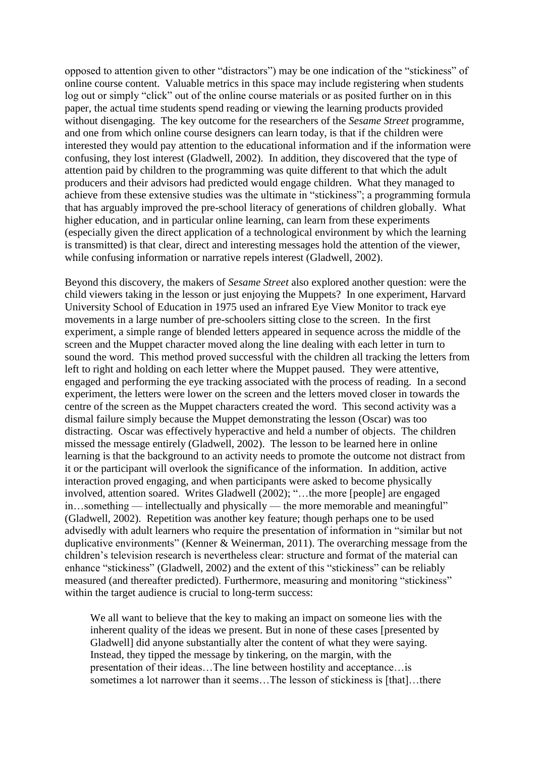opposed to attention given to other "distractors") may be one indication of the "stickiness" of online course content. Valuable metrics in this space may include registering when students log out or simply "click" out of the online course materials or as posited further on in this paper, the actual time students spend reading or viewing the learning products provided without disengaging. The key outcome for the researchers of the *Sesame Street* programme, and one from which online course designers can learn today, is that if the children were interested they would pay attention to the educational information and if the information were confusing, they lost interest (Gladwell, 2002). In addition, they discovered that the type of attention paid by children to the programming was quite different to that which the adult producers and their advisors had predicted would engage children. What they managed to achieve from these extensive studies was the ultimate in "stickiness"; a programming formula that has arguably improved the pre-school literacy of generations of children globally. What higher education, and in particular online learning, can learn from these experiments (especially given the direct application of a technological environment by which the learning is transmitted) is that clear, direct and interesting messages hold the attention of the viewer, while confusing information or narrative repels interest (Gladwell, 2002).

Beyond this discovery, the makers of *Sesame Street* also explored another question: were the child viewers taking in the lesson or just enjoying the Muppets? In one experiment, Harvard University School of Education in 1975 used an infrared Eye View Monitor to track eye movements in a large number of pre-schoolers sitting close to the screen. In the first experiment, a simple range of blended letters appeared in sequence across the middle of the screen and the Muppet character moved along the line dealing with each letter in turn to sound the word. This method proved successful with the children all tracking the letters from left to right and holding on each letter where the Muppet paused. They were attentive, engaged and performing the eye tracking associated with the process of reading. In a second experiment, the letters were lower on the screen and the letters moved closer in towards the centre of the screen as the Muppet characters created the word. This second activity was a dismal failure simply because the Muppet demonstrating the lesson (Oscar) was too distracting. Oscar was effectively hyperactive and held a number of objects. The children missed the message entirely (Gladwell, 2002). The lesson to be learned here in online learning is that the background to an activity needs to promote the outcome not distract from it or the participant will overlook the significance of the information. In addition, active interaction proved engaging, and when participants were asked to become physically involved, attention soared. Writes Gladwell (2002); "…the more [people] are engaged in…something — intellectually and physically — the more memorable and meaningful" (Gladwell, 2002). Repetition was another key feature; though perhaps one to be used advisedly with adult learners who require the presentation of information in "similar but not duplicative environments" (Kenner & Weinerman, 2011). The overarching message from the children's television research is nevertheless clear: structure and format of the material can enhance "stickiness" (Gladwell, 2002) and the extent of this "stickiness" can be reliably measured (and thereafter predicted). Furthermore, measuring and monitoring "stickiness" within the target audience is crucial to long-term success:

> We all want to believe that the key to making an impact on someone lies with the inherent quality of the ideas we present. But in none of these cases [presented by Gladwell] did anyone substantially alter the content of what they were saying. Instead, they tipped the message by tinkering, on the margin, with the presentation of their ideas…The line between hostility and acceptance…is sometimes a lot narrower than it seems…The lesson of stickiness is [that]…there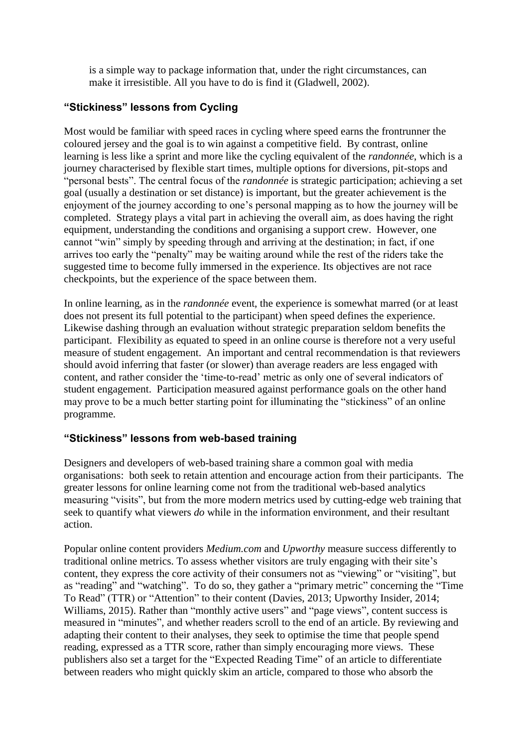is a simple way to package information that, under the right circumstances, can make it irresistible. All you have to do is find it (Gladwell, 2002).

## "Stickiness" lessons from Cycling

Most would be familiar with speed races in cycling where speed earns the frontrunner the coloured jersey and the goal is to win against a competitive field. By contrast, online learning is less like a sprint and more like the cycling equivalent of the *randonnée*, which is a journey characterised by flexible start times, multiple options for diversions, pit-stops and "personal bests". The central focus of the *randonnée* is strategic participation; achieving a set goal (usually a destination or set distance) is important, but the greater achievement is the enjoyment of the journey according to one's personal mapping as to how the journey will be completed. Strategy plays a vital part in achieving the overall aim, as does having the right equipment, understanding the conditions and organising a support crew. However, one cannot "win" simply by speeding through and arriving at the destination; in fact, if one arrives too early the "penalty" may be waiting around while the rest of the riders take the suggested time to become fully immersed in the experience. Its objectives are not race checkpoints, but the experience of the space between them.

In online learning, as in the *randonnée* event, the experience is somewhat marred (or at least does not present its full potential to the participant) when speed defines the experience. Likewise dashing through an evaluation without strategic preparation seldom benefits the participant. Flexibility as equated to speed in an online course is therefore not a very useful measure of student engagement. An important and central recommendation is that reviewers should avoid inferring that faster (or slower) than average readers are less engaged with content, and rather consider the 'time-to-read' metric as only one of several indicators of student engagement. Participation measured against performance goals on the other hand may prove to be a much better starting point for illuminating the "stickiness" of an online programme.

## "Stickiness" lessons from web-based training

Designers and developers of web-based training share a common goal with media organisations: both seek to retain attention and encourage action from their participants. The greater lessons for online learning come not from the traditional web-based analytics measuring "visits", but from the more modern metrics used by cutting-edge web training that seek to quantify what viewers *do* while in the information environment, and their resultant action.

Popular online content providers *Medium.com* and *Upworthy* measure success differently to traditional online metrics. To assess whether visitors are truly engaging with their site's content, they express the core activity of their consumers not as "viewing" or "visiting", but as "reading" and "watching". To do so, they gather a "primary metric" concerning the "Time To Read" (TTR) or "Attention" to their content (Davies, 2013; Upworthy Insider, 2014; Williams, 2015). Rather than "monthly active users" and "page views", content success is measured in "minutes", and whether readers scroll to the end of an article. By reviewing and adapting their content to their analyses, they seek to optimise the time that people spend reading, expressed as a TTR score, rather than simply encouraging more views. These publishers also set a target for the "Expected Reading Time" of an article to differentiate between readers who might quickly skim an article, compared to those who absorb the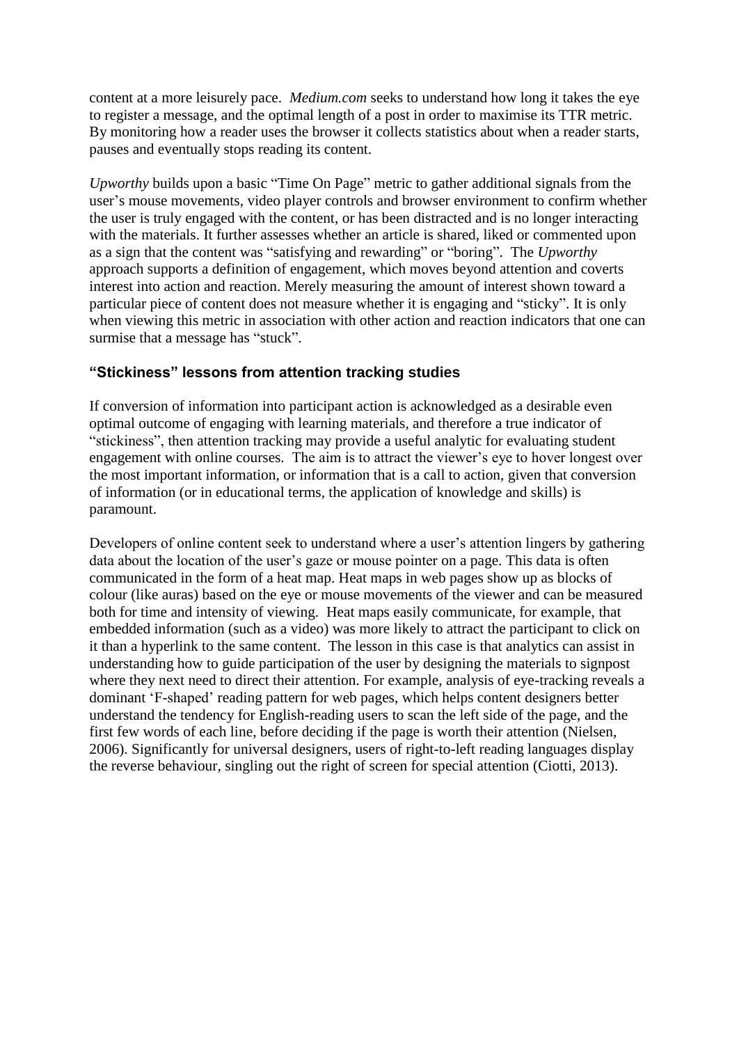content at a more leisurely pace. *Medium.com* seeks to understand how long it takes the eye to register a message, and the optimal length of a post in order to maximise its TTR metric. By monitoring how a reader uses the browser it collects statistics about when a reader starts, pauses and eventually stops reading its content.

*Upworthy* builds upon a basic "Time On Page" metric to gather additional signals from the user's mouse movements, video player controls and browser environment to confirm whether the user is truly engaged with the content, or has been distracted and is no longer interacting with the materials. It further assesses whether an article is shared, liked or commented upon as a sign that the content was "satisfying and rewarding" or "boring". The *Upworthy* approach supports a definition of engagement, which moves beyond attention and coverts interest into action and reaction. Merely measuring the amount of interest shown toward a particular piece of content does not measure whether it is engaging and "sticky". It is only when viewing this metric in association with other action and reaction indicators that one can surmise that a message has "stuck".

### "Stickiness" lessons from attention tracking studies

If conversion of information into participant action is acknowledged as a desirable even optimal outcome of engaging with learning materials, and therefore a true indicator of "stickiness", then attention tracking may provide a useful analytic for evaluating student engagement with online courses. The aim is to attract the viewer's eye to hover longest over the most important information, or information that is a call to action, given that conversion of information (or in educational terms, the application of knowledge and skills) is paramount.

Developers of online content seek to understand where a user's attention lingers by gathering data about the location of the user's gaze or mouse pointer on a page. This data is often communicated in the form of a heat map. Heat maps in web pages show up as blocks of colour (like auras) based on the eye or mouse movements of the viewer and can be measured both for time and intensity of viewing. Heat maps easily communicate, for example, that embedded information (such as a video) was more likely to attract the participant to click on it than a hyperlink to the same content. The lesson in this case is that analytics can assist in understanding how to guide participation of the user by designing the materials to signpost where they next need to direct their attention. For example, analysis of eye-tracking reveals a dominant 'F-shaped' reading pattern for web pages, which helps content designers better understand the tendency for English-reading users to scan the left side of the page, and the first few words of each line, before deciding if the page is worth their attention (Nielsen, 2006). Significantly for universal designers, users of right-to-left reading languages display the reverse behaviour, singling out the right of screen for special attention (Ciotti, 2013).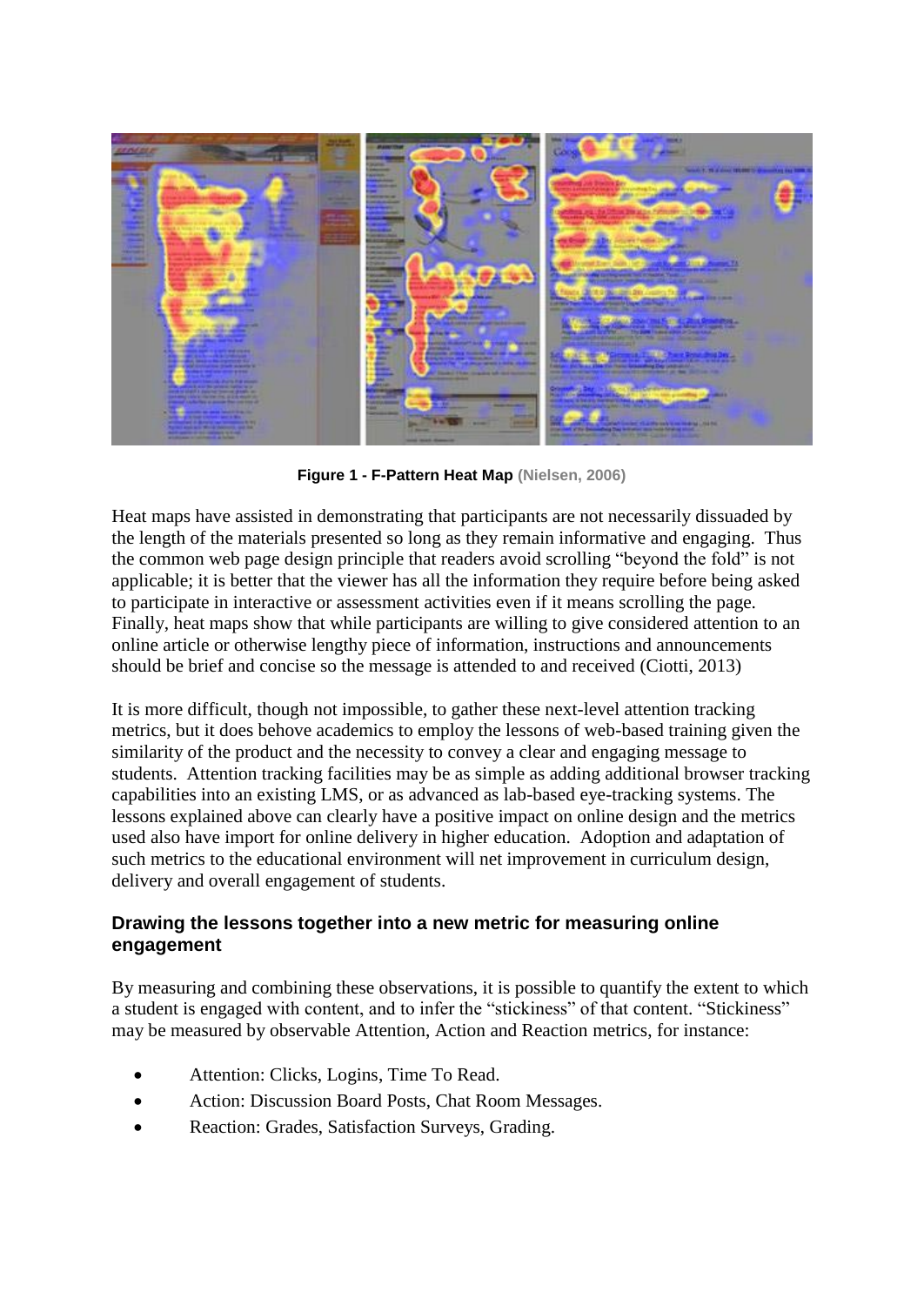**Figure 1 - F-Pattern Heat Map** (Nielsen, 2006)

Heat maps have assisted in demonstrating that participants are not necessarily dissuaded by the length of the materials presented so long as they remain informative and engaging. Thus the common web page design principle that readers avoid scrolling "beyond the fold" is not applicable; it is better that the viewer has all the information they require before being asked to participate in interactive or assessment activities even if it means scrolling the page. Finally, heat maps show that while participants are willing to give considered attention to an online article or otherwise lengthy piece of information, instructions and announcements should be brief and concise so the message is attended to and received (Ciotti, 2013)

It is more difficult, though not impossible, to gather these next-level attention tracking metrics, but it does behove academics to employ the lessons of web-based training given the similarity of the product and the necessity to convey a clear and engaging message to students. Attention tracking facilities may be as simple as adding additional browser tracking capabilities into an existing LMS, or as advanced as lab-based eye-tracking systems. The lessons explained above can clearly have a positive impact on online design and the metrics used also have import for online delivery in higher education. Adoption and adaptation of such metrics to the educational environment will net improvement in curriculum design, delivery and overall engagement of students.

### Drawing the lessons together into a new metric for measuring online engagement

By measuring and combining these observations, it is possible to quantify the extent to which a student is engaged with content, and to infer the "stickiness" of that content. "Stickiness" may be measured by observable Attention, Action and Reaction metrics, for instance:

- Attention: Clicks, Logins, Time To Read.
- Action: Discussion Board Posts, Chat Room Messages.
- Reaction: Grades, Satisfaction Surveys, Grading.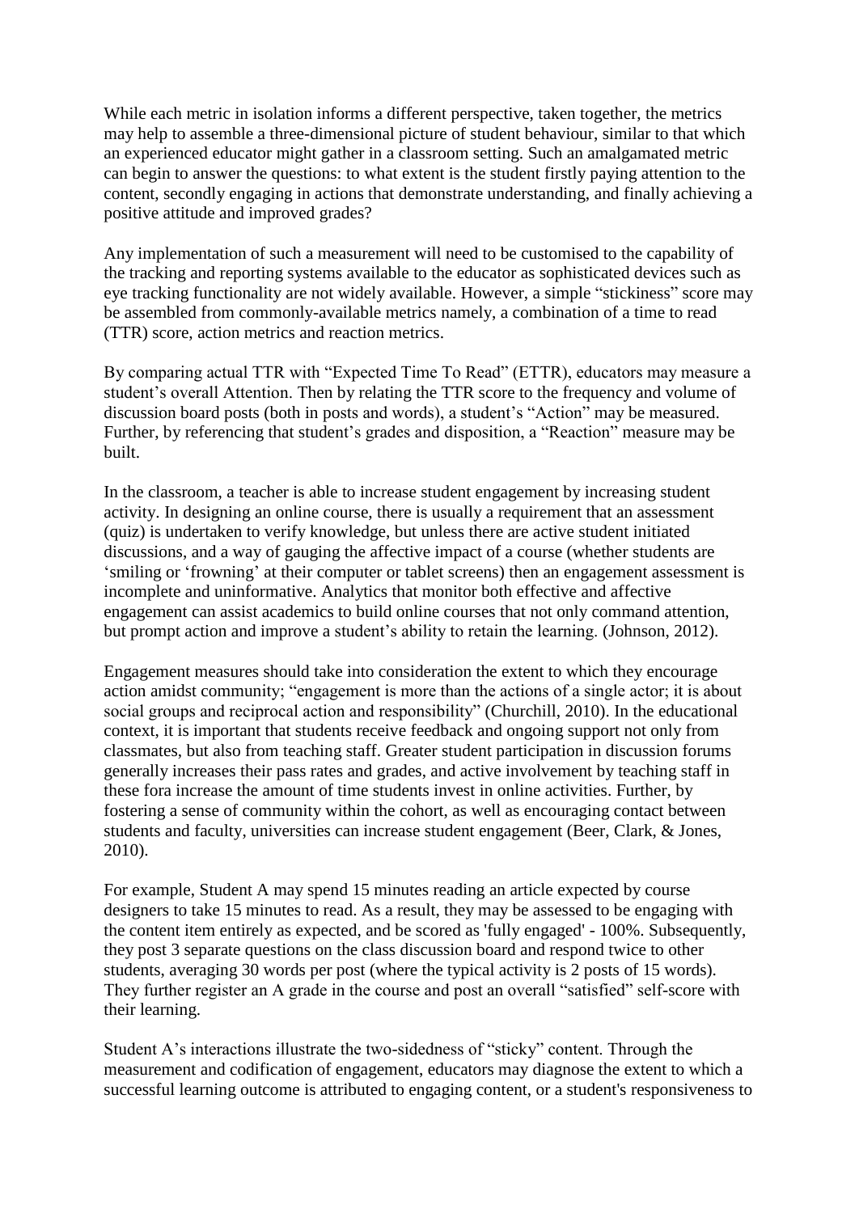While each metric in isolation informs a different perspective, taken together, the metrics may help to assemble a three-dimensional picture of student behaviour, similar to that which an experienced educator might gather in a classroom setting. Such an amalgamated metric can begin to answer the questions: to what extent is the student firstly paying attention to the content, secondly engaging in actions that demonstrate understanding, and finally achieving a positive attitude and improved grades?

Any implementation of such a measurement will need to be customised to the capability of the tracking and reporting systems available to the educator as sophisticated devices such as eye tracking functionality are not widely available. However, a simple "stickiness" score may be assembled from commonly-available metrics namely, a combination of a time to read (TTR) score, action metrics and reaction metrics.

By comparing actual TTR with "Expected Time To Read" (ETTR), educators may measure a student's overall Attention. Then by relating the TTR score to the frequency and volume of discussion board posts (both in posts and words), a student's "Action" may be measured. Further, by referencing that student's grades and disposition, a "Reaction" measure may be built.

In the classroom, a teacher is able to increase student engagement by increasing student activity. In designing an online course, there is usually a requirement that an assessment (quiz) is undertaken to verify knowledge, but unless there are active student initiated discussions, and a way of gauging the affective impact of a course (whether students are 'smiling or 'frowning' at their computer or tablet screens) then an engagement assessment is incomplete and uninformative. Analytics that monitor both effective and affective engagement can assist academics to build online courses that not only command attention, but prompt action and improve a student's ability to retain the learning. (Johnson, 2012).

Engagement measures should take into consideration the extent to which they encourage action amidst community; "engagement is more than the actions of a single actor; it is about social groups and reciprocal action and responsibility" (Churchill, 2010). In the educational context, it is important that students receive feedback and ongoing support not only from classmates, but also from teaching staff. Greater student participation in discussion forums generally increases their pass rates and grades, and active involvement by teaching staff in these fora increase the amount of time students invest in online activities. Further, by fostering a sense of community within the cohort, as well as encouraging contact between students and faculty, universities can increase student engagement (Beer, Clark, & Jones, 2010).

For example, Student A may spend 15 minutes reading an article expected by course designers to take 15 minutes to read. As a result, they may be assessed to be engaging with the content item entirely as expected, and be scored as 'fully engaged' - 100%. Subsequently, they post 3 separate questions on the class discussion board and respond twice to other students, averaging 30 words per post (where the typical activity is 2 posts of 15 words). They further register an A grade in the course and post an overall "satisfied" self-score with their learning.

Student A's interactions illustrate the two-sidedness of "sticky" content. Through the measurement and codification of engagement, educators may diagnose the extent to which a successful learning outcome is attributed to engaging content, or a student's responsiveness to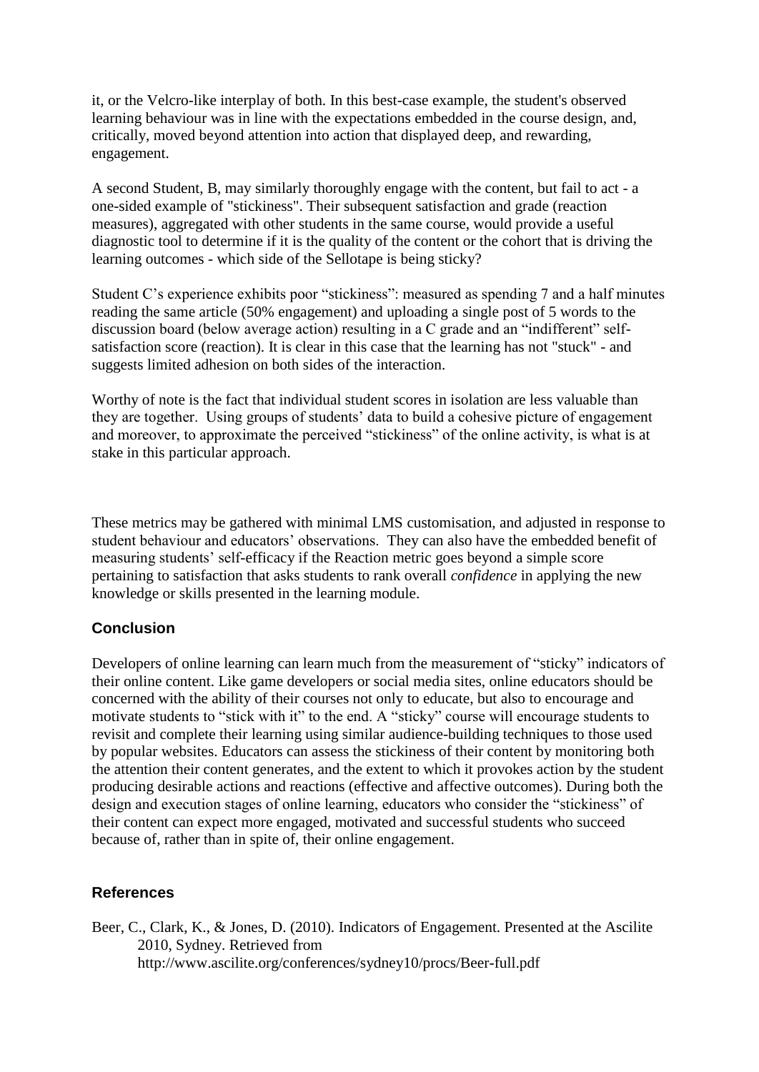it, or the Velcro-like interplay of both. In this best-case example, the student's observed learning behaviour was in line with the expectations embedded in the course design, and, critically, moved beyond attention into action that displayed deep, and rewarding, engagement.

A second Student, B, may similarly thoroughly engage with the content, but fail to act - a one-sided example of "stickiness". Their subsequent satisfaction and grade (reaction measures), aggregated with other students in the same course, would provide a useful diagnostic tool to determine if it is the quality of the content or the cohort that is driving the learning outcomes - which side of the Sellotape is being sticky?

Student C's experience exhibits poor "stickiness": measured as spending 7 and a half minutes reading the same article (50% engagement) and uploading a single post of 5 words to the discussion board (below average action) resulting in a C grade and an "indifferent" self-satisfaction score (reaction). It is clear in this case that the learning has not "stuck" - and suggests limited adhesion on both sides of the interaction.

Worthy of note is the fact that individual student scores in isolation are less valuable than they are together. Using groups of students' data to build a cohesive picture of engagement and moreover, to approximate the perceived "stickiness" of the online activity, is what is at stake in this particular approach.

These metrics may be gathered with minimal LMS customisation, and adjusted in response to student behaviour and educators' observations. They can also have the embedded benefit of measuring students' self-efficacy if the Reaction metric goes beyond a simple score pertaining to satisfaction that asks students to rank overall *confidence* in applying the new knowledge or skills presented in the learning module.

## Conclusion

Developers of online learning can learn much from the measurement of "sticky" indicators of their online content. Like game developers or social media sites, online educators should be concerned with the ability of their courses not only to educate, but also to encourage and motivate students to "stick with it" to the end. A "sticky" course will encourage students to revisit and complete their learning using similar audience-building techniques to those used by popular websites. Educators can assess the stickiness of their content by monitoring both the attention their content generates, and the extent to which it provokes action by the student producing desirable actions and reactions (effective and affective outcomes). During both the design and execution stages of online learning, educators who consider the "stickiness" of their content can expect more engaged, motivated and successful students who succeed because of, rather than in spite of, their online engagement.

## References

Beer, C., Clark, K., & Jones, D. (2010). Indicators of Engagement. Presented at the Ascilite 2010, Sydney. Retrieved from http://www.ascilite.org/conferences/sydney10/procs/Beer-full.pdf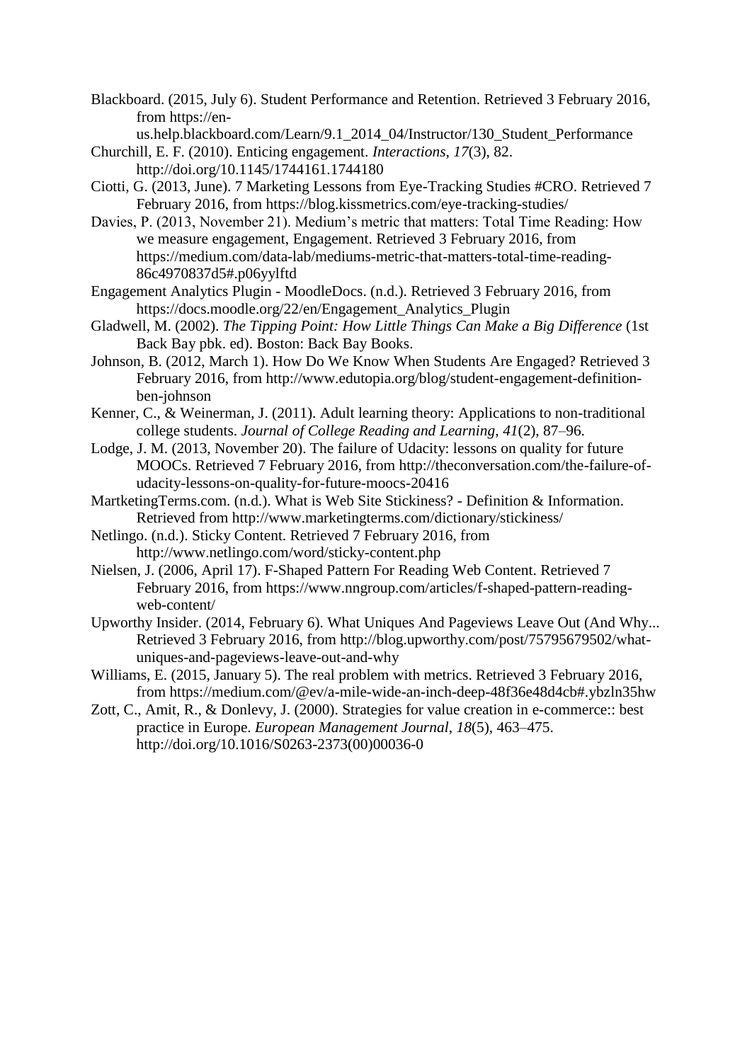Blackboard. (2015, July 6). Student Performance and Retention. Retrieved 3 February 2016, from https://en-us.help.blackboard.com/Learn/9.1_2014_04/Instructor/130_Student_Performance

Churchill, E. F. (2010). Enticing engagement. *Interactions*, *17*(3), 82. http://doi.org/10.1145/1744161.1744180

Ciotti, G. (2013, June). 7 Marketing Lessons from Eye-Tracking Studies #CRO. Retrieved 7 February 2016, from https://blog.kissmetrics.com/eye-tracking-studies/

Davies, P. (2013, November 21). Medium's metric that matters: Total Time Reading: How we measure engagement, Engagement. Retrieved 3 February 2016, from https://medium.com/data-lab/mediums-metric-that-matters-total-time-reading-86c4970837d5#.p06yylftd

Engagement Analytics Plugin - MoodleDocs. (n.d.). Retrieved 3 February 2016, from https://docs.moodle.org/22/en/Engagement_Analytics_Plugin

Gladwell, M. (2002). *The Tipping Point: How Little Things Can Make a Big Difference* (1st Back Bay pbk. ed). Boston: Back Bay Books.

Johnson, B. (2012, March 1). How Do We Know When Students Are Engaged? Retrieved 3 February 2016, from http://www.edutopia.org/blog/student-engagement-definition-ben-johnson

Kenner, C., & Weinerman, J. (2011). Adult learning theory: Applications to non-traditional college students. *Journal of College Reading and Learning*, *41*(2), 87–96.

Lodge, J. M. (2013, November 20). The failure of Udacity: lessons on quality for future MOOCs. Retrieved 7 February 2016, from http://theconversation.com/the-failure-of-udacity-lessons-on-quality-for-future-moocs-20416

MartketingTerms.com. (n.d.). What is Web Site Stickiness? - Definition & Information. Retrieved from http://www.marketingterms.com/dictionary/stickiness/

Netlingo. (n.d.). Sticky Content. Retrieved 7 February 2016, from http://www.netlingo.com/word/sticky-content.php

Nielsen, J. (2006, April 17). F-Shaped Pattern For Reading Web Content. Retrieved 7 February 2016, from https://www.nngroup.com/articles/f-shaped-pattern-reading-web-content/

Upworthy Insider. (2014, February 6). What Uniques And Pageviews Leave Out (And Why... Retrieved 3 February 2016, from http://blog.upworthy.com/post/75795679502/what-uniques-and-pageviews-leave-out-and-why

Williams, E. (2015, January 5). The real problem with metrics. Retrieved 3 February 2016, from https://medium.com/@ev/a-mile-wide-an-inch-deep-48f36e48d4cb#.ybzln35hw

Zott, C., Amit, R., & Donlevy, J. (2000). Strategies for value creation in e-commerce:: best practice in Europe. *European Management Journal*, *18*(5), 463–475. http://doi.org/10.1016/S0263-2373(00)00036-0